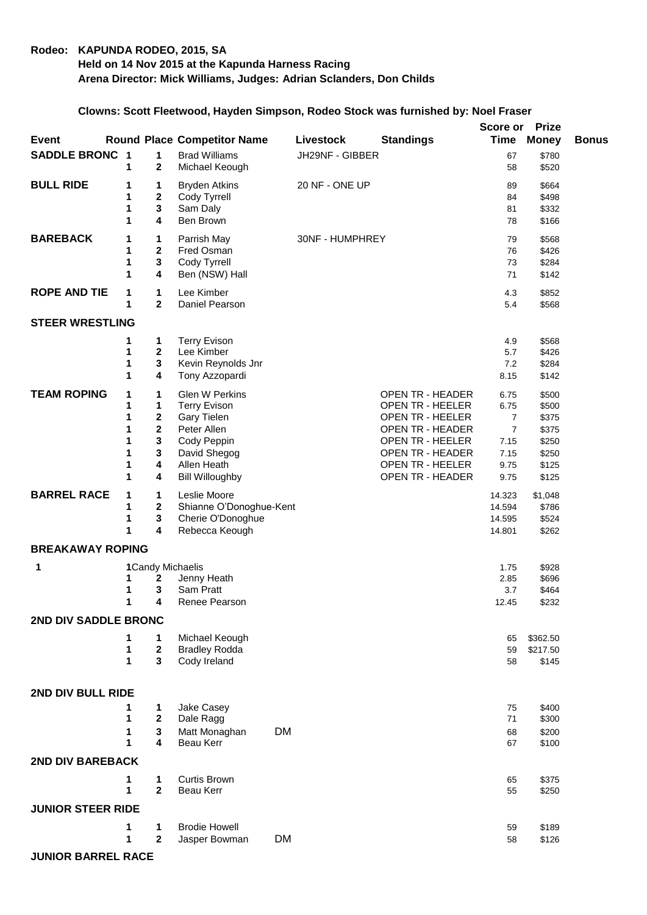**Rodeo: KAPUNDA RODEO, 2015, SA**
**Held on 14 Nov 2015 at the Kapunda Harness Racing**
**Arena Director: Mick Williams, Judges: Adrian Sclanders, Don Childs**

**Clowns: Scott Fleetwood, Hayden Simpson, Rodeo Stock was furnished by: Noel Fraser**

| Event | Round | Place | Competitor Name | Livestock | Standings | Score or Time | Prize Money | Bonus |
|---|---|---|---|---|---|---|---|---|
| **SADDLE BRONC** | 1 | 1 | Brad Williams | JH29NF - GIBBER | | 67 | $780 | |
| | 1 | 2 | Michael Keough | | | 58 | $520 | |
| **BULL RIDE** | 1 | 1 | Bryden Atkins | 20 NF - ONE UP | | 89 | $664 | |
| | 1 | 2 | Cody Tyrrell | | | 84 | $498 | |
| | 1 | 3 | Sam Daly | | | 81 | $332 | |
| | 1 | 4 | Ben Brown | | | 78 | $166 | |
| **BAREBACK** | 1 | 1 | Parrish May | 30NF - HUMPHREY | | 79 | $568 | |
| | 1 | 2 | Fred Osman | | | 76 | $426 | |
| | 1 | 3 | Cody Tyrrell | | | 73 | $284 | |
| | 1 | 4 | Ben (NSW) Hall | | | 71 | $142 | |
| **ROPE AND TIE** | 1 | 1 | Lee Kimber | | | 4.3 | $852 | |
| | 1 | 2 | Daniel Pearson | | | 5.4 | $568 | |
| **STEER WRESTLING** | | | | | | | | |
| | 1 | 1 | Terry Evison | | | 4.9 | $568 | |
| | 1 | 2 | Lee Kimber | | | 5.7 | $426 | |
| | 1 | 3 | Kevin Reynolds Jnr | | | 7.2 | $284 | |
| | 1 | 4 | Tony Azzopardi | | | 8.15 | $142 | |
| **TEAM ROPING** | 1 | 1 | Glen W Perkins | | OPEN TR - HEADER | 6.75 | $500 | |
| | 1 | 1 | Terry Evison | | OPEN TR - HEELER | 6.75 | $500 | |
| | 1 | 2 | Gary Tielen | | OPEN TR - HEELER | 7 | $375 | |
| | 1 | 2 | Peter Allen | | OPEN TR - HEADER | 7 | $375 | |
| | 1 | 3 | Cody Peppin | | OPEN TR - HEELER | 7.15 | $250 | |
| | 1 | 3 | David Shegog | | OPEN TR - HEADER | 7.15 | $250 | |
| | 1 | 4 | Allen Heath | | OPEN TR - HEELER | 9.75 | $125 | |
| | 1 | 4 | Bill Willoughby | | OPEN TR - HEADER | 9.75 | $125 | |
| **BARREL RACE** | 1 | 1 | Leslie Moore | | | 14.323 | $1,048 | |
| | 1 | 2 | Shianne O'Donoghue-Kent | | | 14.594 | $786 | |
| | 1 | 3 | Cherie O'Donoghue | | | 14.595 | $524 | |
| | 1 | 4 | Rebecca Keough | | | 14.801 | $262 | |
| **BREAKAWAY ROPING** | | | | | | | | |
| 1 | | 1 | Candy Michaelis | | | 1.75 | $928 | |
| | 1 | 2 | Jenny Heath | | | 2.85 | $696 | |
| | 1 | 3 | Sam Pratt | | | 3.7 | $464 | |
| | 1 | 4 | Renee Pearson | | | 12.45 | $232 | |
| **2ND DIV SADDLE BRONC** | | | | | | | | |
| | 1 | 1 | Michael Keough | | | 65 | $362.50 | |
| | 1 | 2 | Bradley Rodda | | | 59 | $217.50 | |
| | 1 | 3 | Cody Ireland | | | 58 | $145 | |
| **2ND DIV BULL RIDE** | | | | | | | | |
| | 1 | 1 | Jake Casey | | | 75 | $400 | |
| | 1 | 2 | Dale Ragg | | | 71 | $300 | |
| | 1 | 3 | Matt Monaghan | DM | | 68 | $200 | |
| | 1 | 4 | Beau Kerr | | | 67 | $100 | |
| **2ND DIV BAREBACK** | | | | | | | | |
| | 1 | 1 | Curtis Brown | | | 65 | $375 | |
| | 1 | 2 | Beau Kerr | | | 55 | $250 | |
| **JUNIOR STEER RIDE** | | | | | | | | |
| | 1 | 1 | Brodie Howell | | | 59 | $189 | |
| | 1 | 2 | Jasper Bowman | DM | | 58 | $126 | |
| **JUNIOR BARREL RACE** | | | | | | | | |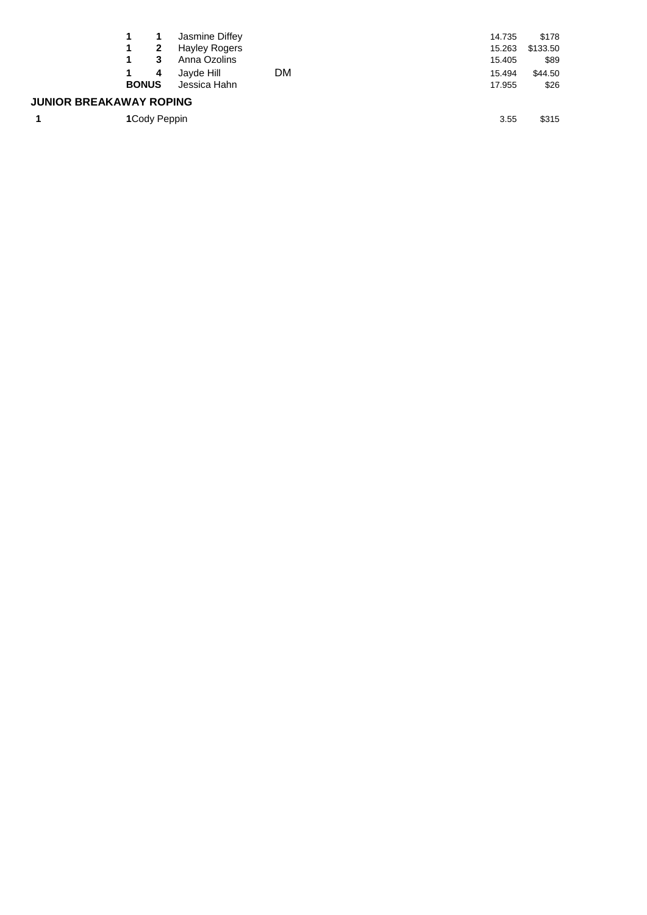| | | | | | |
|---|---|---|---|---|---|
| **1** | **1** | Jasmine Diffey | | 14.735 | $178 |
| **1** | **2** | Hayley Rogers | | 15.263 | $133.50 |
| **1** | **3** | Anna Ozolins | | 15.405 | $89 |
| **1** | **4** | Jayde Hill | DM | 15.494 | $44.50 |
| **BONUS** | | Jessica Hahn | | 17.955 | $26 |

## JUNIOR BREAKAWAY ROPING

| | | | | |
|---|---|---|---|---|
| **1** | **1** | Cody Peppin | 3.55 | $315 |